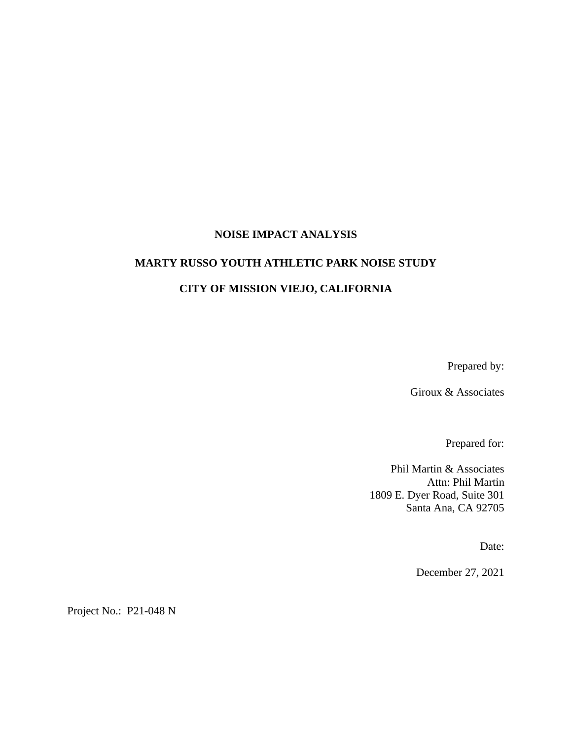# NOISE IMPACT ANALYSIS

# MARTY RUSSO YOUTH ATHLETIC PARK NOISE STUDY

# CITY OF MISSION VIEJO, CALIFORNIA

Prepared by:

Giroux & Associates

Prepared for:

Phil Martin & Associates
Attn: Phil Martin
1809 E. Dyer Road, Suite 301
Santa Ana, CA 92705

Date:

December 27, 2021

Project No.: P21-048 N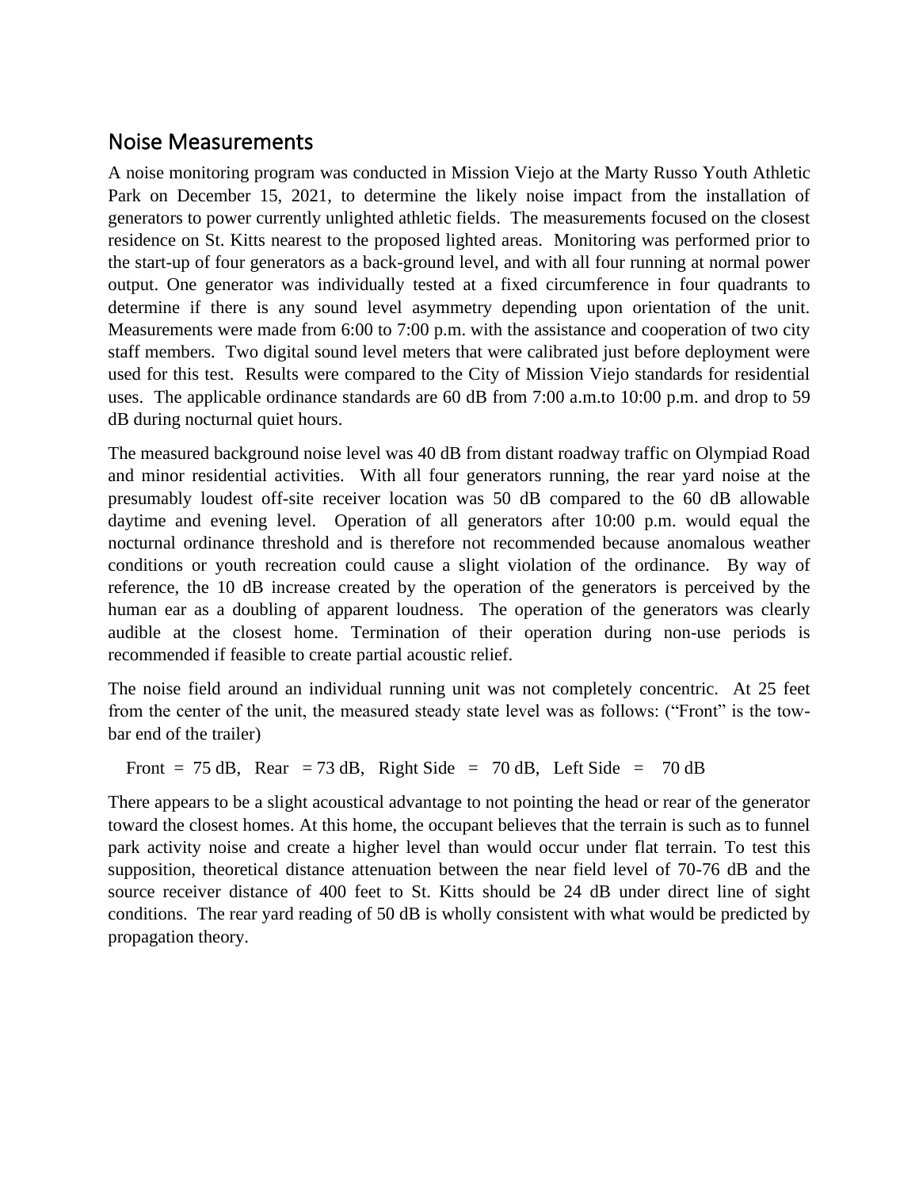## Noise Measurements

A noise monitoring program was conducted in Mission Viejo at the Marty Russo Youth Athletic Park on December 15, 2021, to determine the likely noise impact from the installation of generators to power currently unlighted athletic fields. The measurements focused on the closest residence on St. Kitts nearest to the proposed lighted areas. Monitoring was performed prior to the start-up of four generators as a back-ground level, and with all four running at normal power output. One generator was individually tested at a fixed circumference in four quadrants to determine if there is any sound level asymmetry depending upon orientation of the unit. Measurements were made from 6:00 to 7:00 p.m. with the assistance and cooperation of two city staff members. Two digital sound level meters that were calibrated just before deployment were used for this test. Results were compared to the City of Mission Viejo standards for residential uses. The applicable ordinance standards are 60 dB from 7:00 a.m.to 10:00 p.m. and drop to 59 dB during nocturnal quiet hours.

The measured background noise level was 40 dB from distant roadway traffic on Olympiad Road and minor residential activities. With all four generators running, the rear yard noise at the presumably loudest off-site receiver location was 50 dB compared to the 60 dB allowable daytime and evening level. Operation of all generators after 10:00 p.m. would equal the nocturnal ordinance threshold and is therefore not recommended because anomalous weather conditions or youth recreation could cause a slight violation of the ordinance. By way of reference, the 10 dB increase created by the operation of the generators is perceived by the human ear as a doubling of apparent loudness. The operation of the generators was clearly audible at the closest home. Termination of their operation during non-use periods is recommended if feasible to create partial acoustic relief.

The noise field around an individual running unit was not completely concentric. At 25 feet from the center of the unit, the measured steady state level was as follows: ("Front" is the tow-bar end of the trailer)

Front = 75 dB, Rear = 73 dB, Right Side = 70 dB, Left Side = 70 dB

There appears to be a slight acoustical advantage to not pointing the head or rear of the generator toward the closest homes. At this home, the occupant believes that the terrain is such as to funnel park activity noise and create a higher level than would occur under flat terrain. To test this supposition, theoretical distance attenuation between the near field level of 70-76 dB and the source receiver distance of 400 feet to St. Kitts should be 24 dB under direct line of sight conditions. The rear yard reading of 50 dB is wholly consistent with what would be predicted by propagation theory.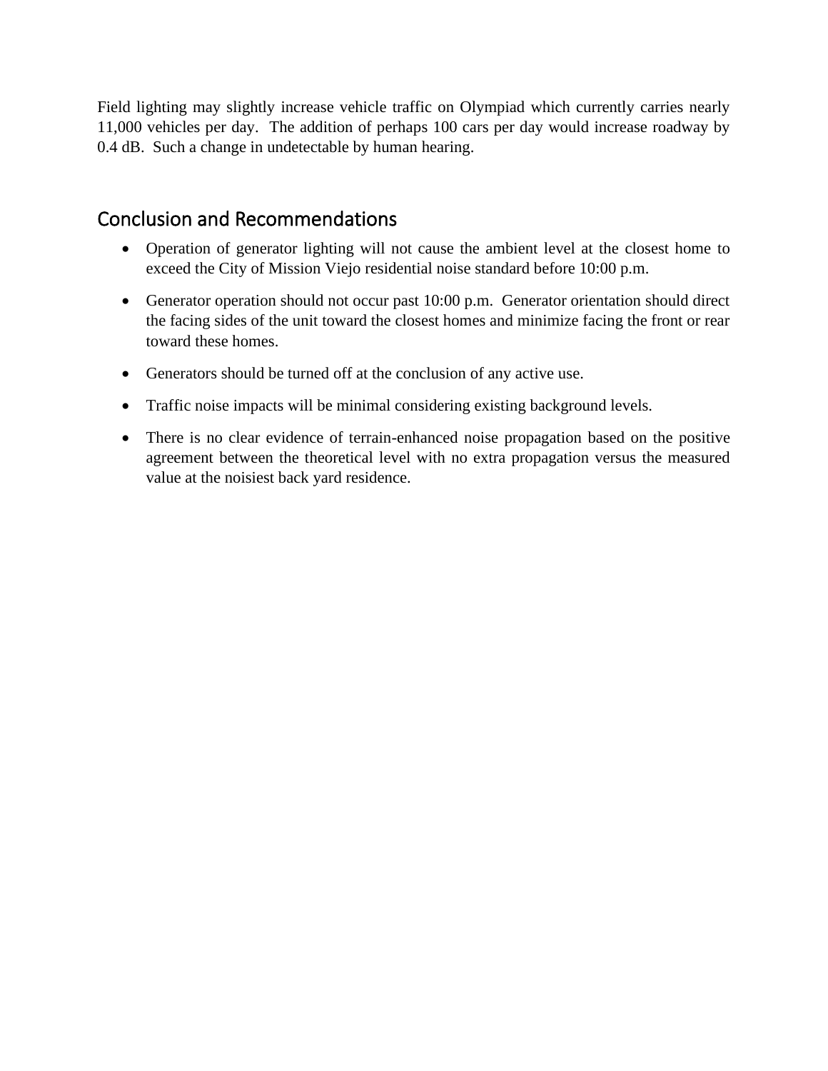Field lighting may slightly increase vehicle traffic on Olympiad which currently carries nearly 11,000 vehicles per day. The addition of perhaps 100 cars per day would increase roadway by 0.4 dB. Such a change in undetectable by human hearing.

## Conclusion and Recommendations

- Operation of generator lighting will not cause the ambient level at the closest home to exceed the City of Mission Viejo residential noise standard before 10:00 p.m.
- Generator operation should not occur past 10:00 p.m. Generator orientation should direct the facing sides of the unit toward the closest homes and minimize facing the front or rear toward these homes.
- Generators should be turned off at the conclusion of any active use.
- Traffic noise impacts will be minimal considering existing background levels.
- There is no clear evidence of terrain-enhanced noise propagation based on the positive agreement between the theoretical level with no extra propagation versus the measured value at the noisiest back yard residence.